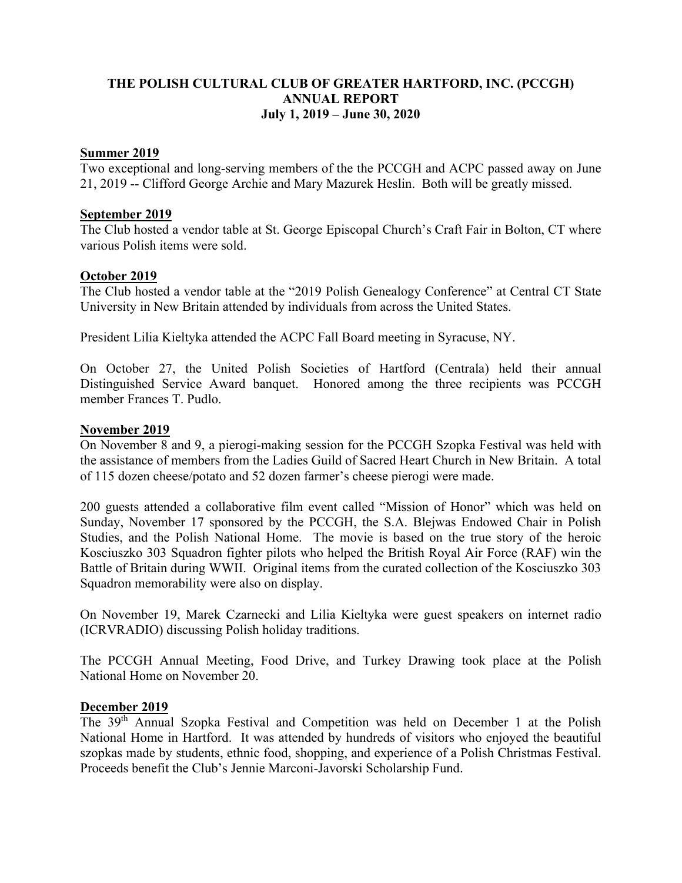**THE POLISH CULTURAL CLUB OF GREATER HARTFORD, INC. (PCCGH)**
**ANNUAL REPORT**
**July 1, 2019 – June 30, 2020**

## Summer 2019

Two exceptional and long-serving members of the the PCCGH and ACPC passed away on June 21, 2019 -- Clifford George Archie and Mary Mazurek Heslin. Both will be greatly missed.

## September 2019

The Club hosted a vendor table at St. George Episcopal Church's Craft Fair in Bolton, CT where various Polish items were sold.

## October 2019

The Club hosted a vendor table at the "2019 Polish Genealogy Conference" at Central CT State University in New Britain attended by individuals from across the United States.

President Lilia Kieltyka attended the ACPC Fall Board meeting in Syracuse, NY.

On October 27, the United Polish Societies of Hartford (Centrala) held their annual Distinguished Service Award banquet. Honored among the three recipients was PCCGH member Frances T. Pudlo.

## November 2019

On November 8 and 9, a pierogi-making session for the PCCGH Szopka Festival was held with the assistance of members from the Ladies Guild of Sacred Heart Church in New Britain. A total of 115 dozen cheese/potato and 52 dozen farmer's cheese pierogi were made.

200 guests attended a collaborative film event called "Mission of Honor" which was held on Sunday, November 17 sponsored by the PCCGH, the S.A. Blejwas Endowed Chair in Polish Studies, and the Polish National Home. The movie is based on the true story of the heroic Kosciuszko 303 Squadron fighter pilots who helped the British Royal Air Force (RAF) win the Battle of Britain during WWII. Original items from the curated collection of the Kosciuszko 303 Squadron memorability were also on display.

On November 19, Marek Czarnecki and Lilia Kieltyka were guest speakers on internet radio (ICRVRADIO) discussing Polish holiday traditions.

The PCCGH Annual Meeting, Food Drive, and Turkey Drawing took place at the Polish National Home on November 20.

## December 2019

The 39th Annual Szopka Festival and Competition was held on December 1 at the Polish National Home in Hartford. It was attended by hundreds of visitors who enjoyed the beautiful szopkas made by students, ethnic food, shopping, and experience of a Polish Christmas Festival. Proceeds benefit the Club's Jennie Marconi-Javorski Scholarship Fund.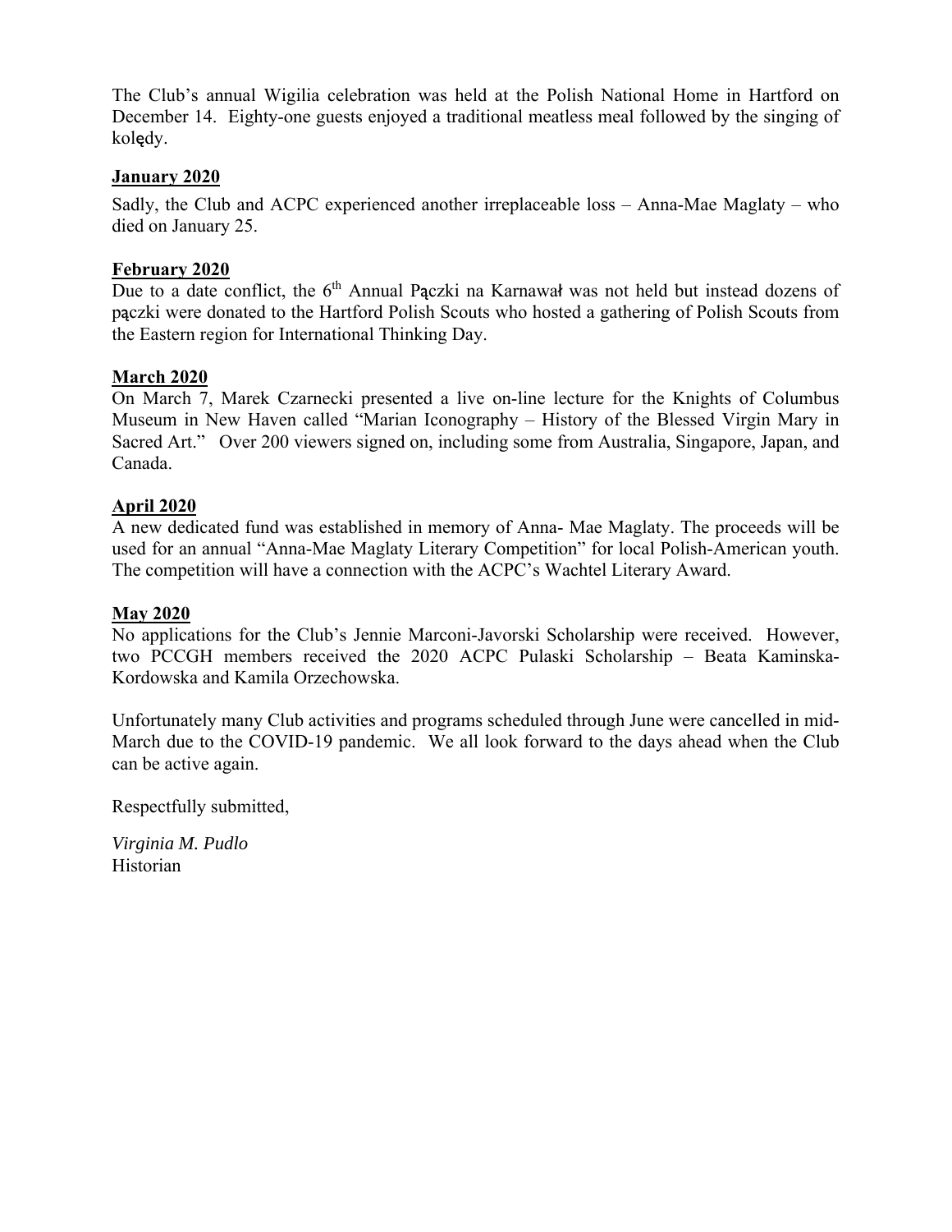The Club's annual Wigilia celebration was held at the Polish National Home in Hartford on December 14. Eighty-one guests enjoyed a traditional meatless meal followed by the singing of kolędy.

**January 2020**

Sadly, the Club and ACPC experienced another irreplaceable loss – Anna-Mae Maglaty – who died on January 25.

**February 2020**

Due to a date conflict, the 6th Annual Pączki na Karnawał was not held but instead dozens of pączki were donated to the Hartford Polish Scouts who hosted a gathering of Polish Scouts from the Eastern region for International Thinking Day.

**March 2020**

On March 7, Marek Czarnecki presented a live on-line lecture for the Knights of Columbus Museum in New Haven called "Marian Iconography – History of the Blessed Virgin Mary in Sacred Art." Over 200 viewers signed on, including some from Australia, Singapore, Japan, and Canada.

**April 2020**

A new dedicated fund was established in memory of Anna- Mae Maglaty. The proceeds will be used for an annual "Anna-Mae Maglaty Literary Competition" for local Polish-American youth. The competition will have a connection with the ACPC's Wachtel Literary Award.

**May 2020**

No applications for the Club's Jennie Marconi-Javorski Scholarship were received. However, two PCCGH members received the 2020 ACPC Pulaski Scholarship – Beata Kaminska-Kordowska and Kamila Orzechowska.

Unfortunately many Club activities and programs scheduled through June were cancelled in mid-March due to the COVID-19 pandemic. We all look forward to the days ahead when the Club can be active again.

Respectfully submitted,

*Virginia M. Pudlo*
Historian